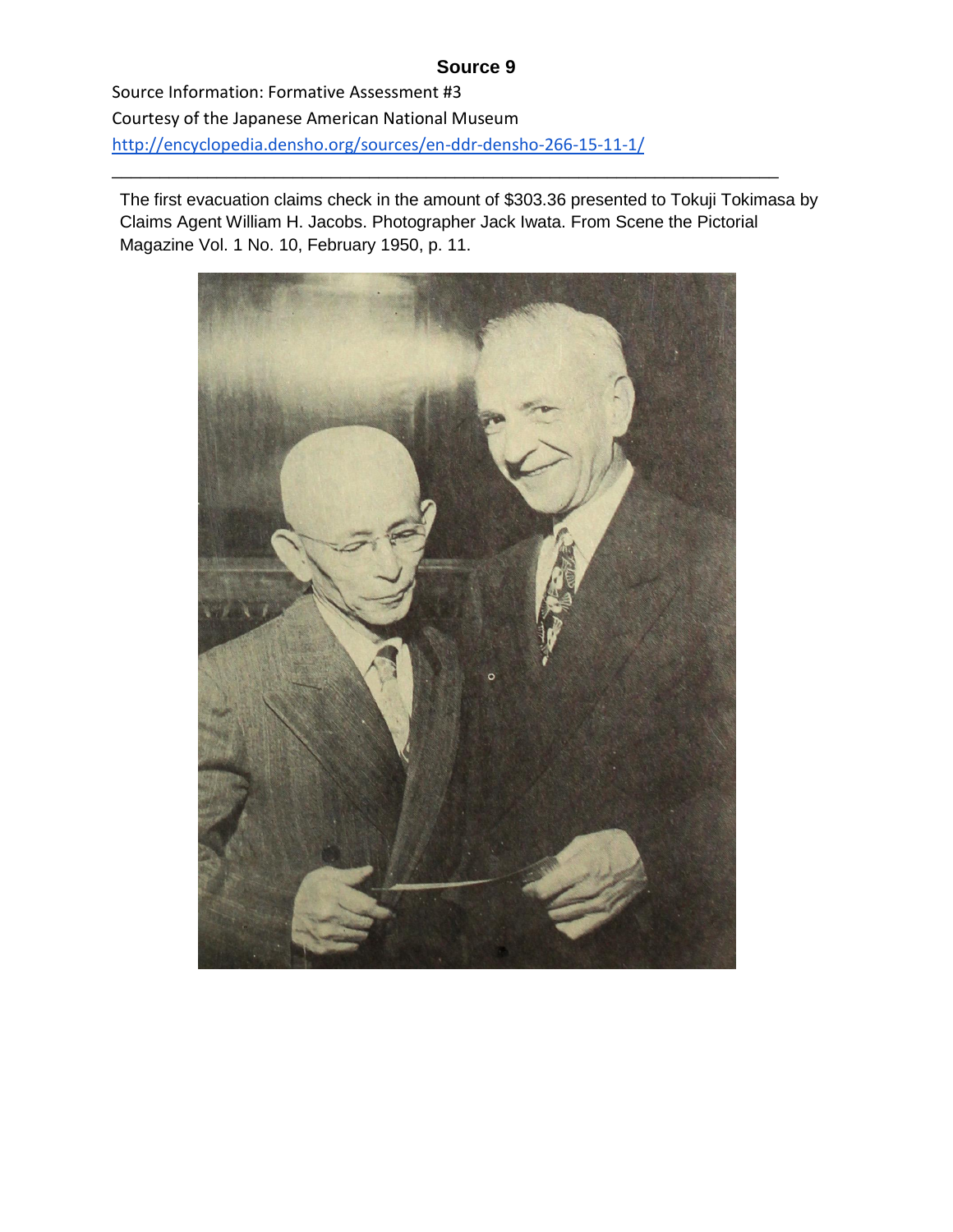# Source 9

Source Information: Formative Assessment #3

Courtesy of the Japanese American National Museum

http://encyclopedia.densho.org/sources/en-ddr-densho-266-15-11-1/

---

The first evacuation claims check in the amount of $303.36 presented to Tokuji Tokimasa by Claims Agent William H. Jacobs. Photographer Jack Iwata. From Scene the Pictorial Magazine Vol. 1 No. 10, February 1950, p. 11.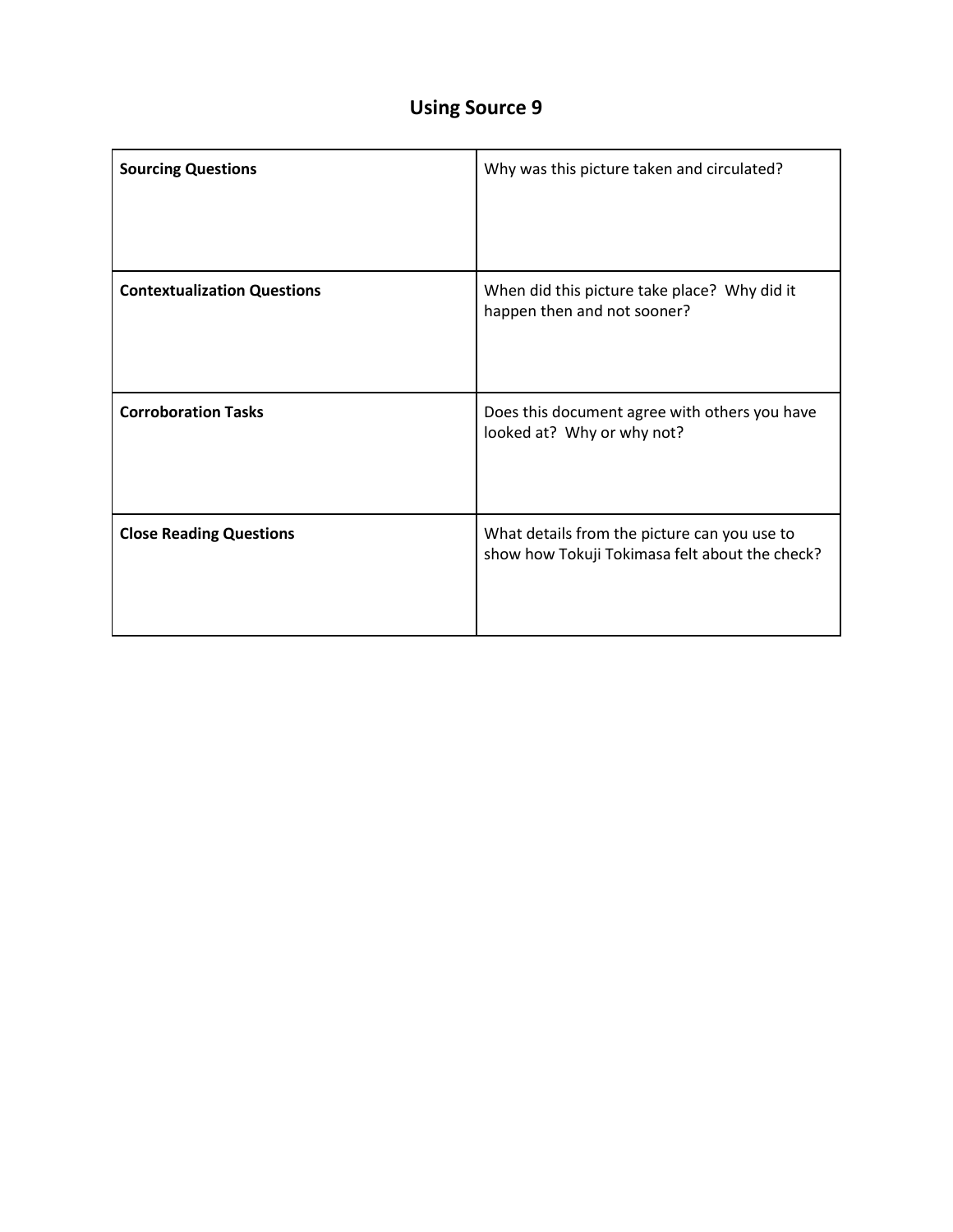# Using Source 9

| | |
|---|---|
| **Sourcing Questions** | Why was this picture taken and circulated? |
| **Contextualization Questions** | When did this picture take place? Why did it happen then and not sooner? |
| **Corroboration Tasks** | Does this document agree with others you have looked at? Why or why not? |
| **Close Reading Questions** | What details from the picture can you use to show how Tokuji Tokimasa felt about the check? |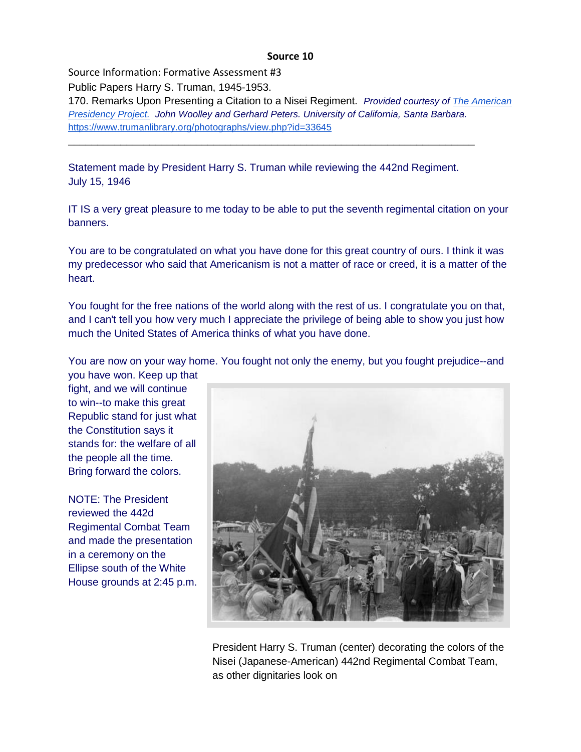**Source 10**

Source Information: Formative Assessment #3

Public Papers Harry S. Truman, 1945-1953.

170. Remarks Upon Presenting a Citation to a Nisei Regiment. *Provided courtesy of [The American Presidency Project.](https://www.trumanlibrary.org/photographs/view.php?id=33645) John Woolley and Gerhard Peters. University of California, Santa Barbara.*
https://www.trumanlibrary.org/photographs/view.php?id=33645

---

Statement made by President Harry S. Truman while reviewing the 442nd Regiment.
July 15, 1946

IT IS a very great pleasure to me today to be able to put the seventh regimental citation on your banners.

You are to be congratulated on what you have done for this great country of ours. I think it was my predecessor who said that Americanism is not a matter of race or creed, it is a matter of the heart.

You fought for the free nations of the world along with the rest of us. I congratulate you on that, and I can't tell you how very much I appreciate the privilege of being able to show you just how much the United States of America thinks of what you have done.

You are now on your way home. You fought not only the enemy, but you fought prejudice--and you have won. Keep up that fight, and we will continue to win--to make this great Republic stand for just what the Constitution says it stands for: the welfare of all the people all the time. Bring forward the colors.

NOTE: The President reviewed the 442d Regimental Combat Team and made the presentation in a ceremony on the Ellipse south of the White House grounds at 2:45 p.m.

President Harry S. Truman (center) decorating the colors of the Nisei (Japanese-American) 442nd Regimental Combat Team, as other dignitaries look on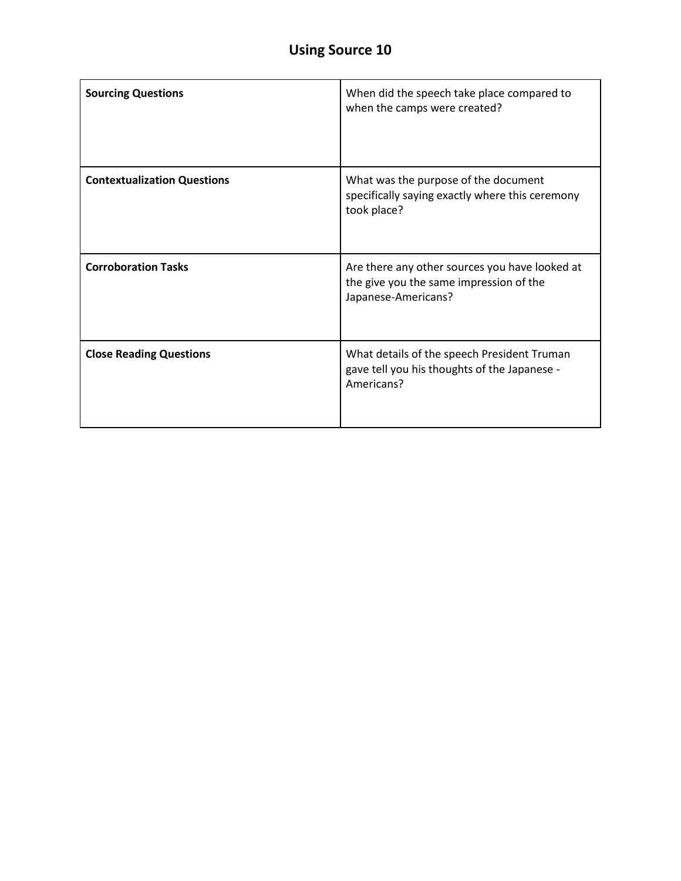# Using Source 10

| | |
|---|---|
| **Sourcing Questions** | When did the speech take place compared to when the camps were created? |
| **Contextualization Questions** | What was the purpose of the document specifically saying exactly where this ceremony took place? |
| **Corroboration Tasks** | Are there any other sources you have looked at the give you the same impression of the Japanese-Americans? |
| **Close Reading Questions** | What details of the speech President Truman gave tell you his thoughts of the Japanese - Americans? |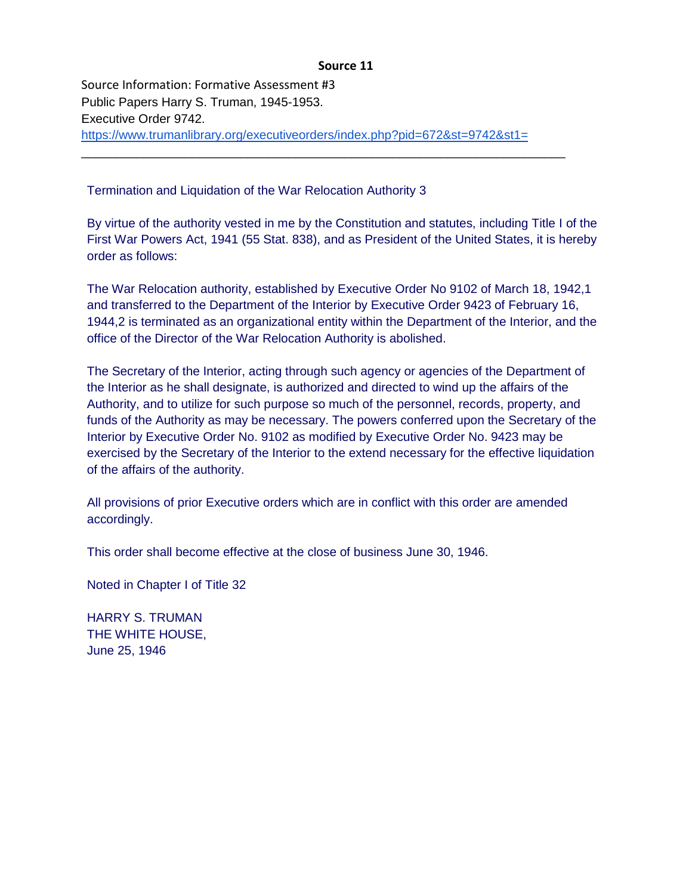## Source 11

Source Information: Formative Assessment #3
Public Papers Harry S. Truman, 1945-1953.
Executive Order 9742.
https://www.trumanlibrary.org/executiveorders/index.php?pid=672&st=9742&st1=

---

Termination and Liquidation of the War Relocation Authority 3

By virtue of the authority vested in me by the Constitution and statutes, including Title I of the First War Powers Act, 1941 (55 Stat. 838), and as President of the United States, it is hereby order as follows:

The War Relocation authority, established by Executive Order No 9102 of March 18, 1942,1 and transferred to the Department of the Interior by Executive Order 9423 of February 16, 1944,2 is terminated as an organizational entity within the Department of the Interior, and the office of the Director of the War Relocation Authority is abolished.

The Secretary of the Interior, acting through such agency or agencies of the Department of the Interior as he shall designate, is authorized and directed to wind up the affairs of the Authority, and to utilize for such purpose so much of the personnel, records, property, and funds of the Authority as may be necessary. The powers conferred upon the Secretary of the Interior by Executive Order No. 9102 as modified by Executive Order No. 9423 may be exercised by the Secretary of the Interior to the extend necessary for the effective liquidation of the affairs of the authority.

All provisions of prior Executive orders which are in conflict with this order are amended accordingly.

This order shall become effective at the close of business June 30, 1946.

Noted in Chapter I of Title 32

HARRY S. TRUMAN
THE WHITE HOUSE,
June 25, 1946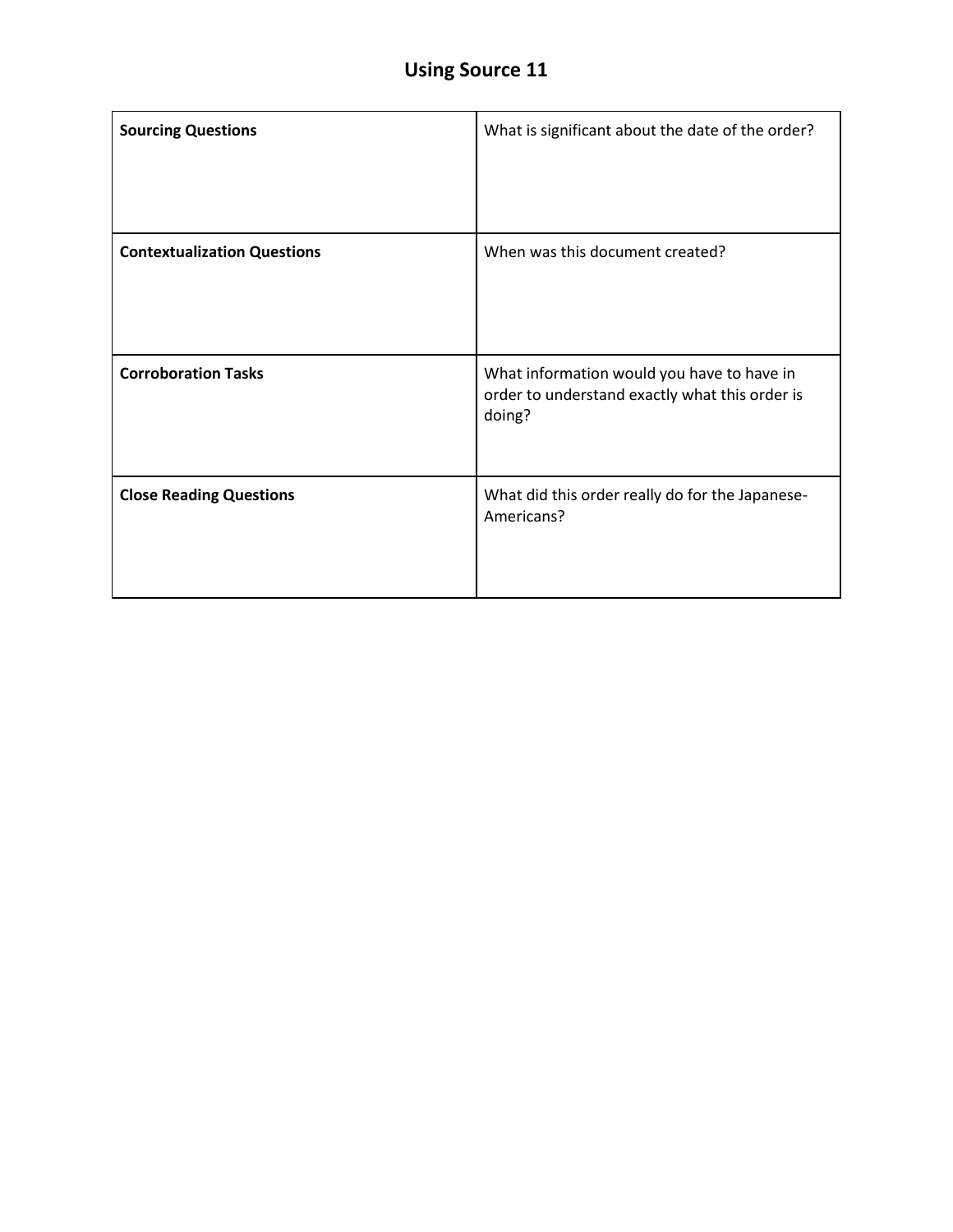# Using Source 11

| | |
|---|---|
| **Sourcing Questions** | What is significant about the date of the order? |
| **Contextualization Questions** | When was this document created? |
| **Corroboration Tasks** | What information would you have to have in order to understand exactly what this order is doing? |
| **Close Reading Questions** | What did this order really do for the Japanese-Americans? |